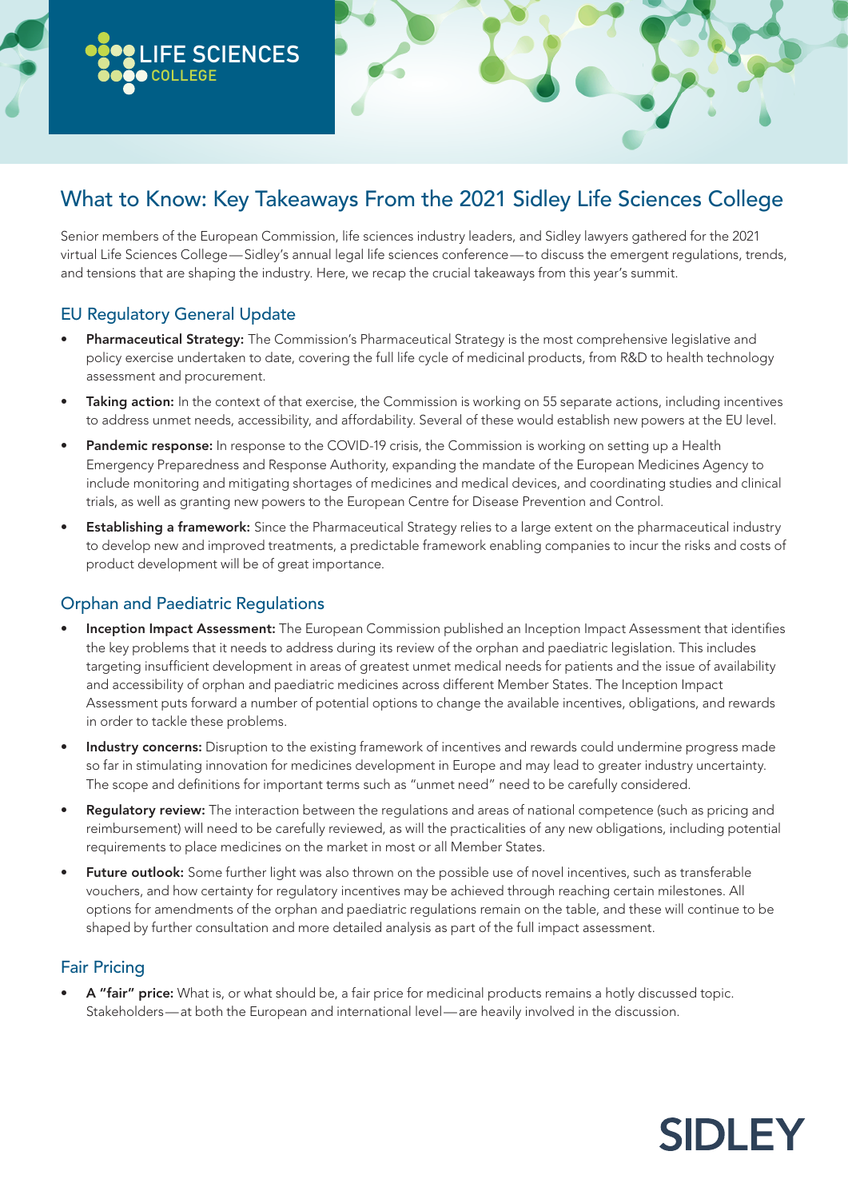LIFE SCIENCES COLLEGE

# What to Know: Key Takeaways From the 2021 Sidley Life Sciences College

Senior members of the European Commission, life sciences industry leaders, and Sidley lawyers gathered for the 2021 virtual Life Sciences College — Sidley's annual legal life sciences conference — to discuss the emergent regulations, trends, and tensions that are shaping the industry. Here, we recap the crucial takeaways from this year's summit.

## EU Regulatory General Update

- **Pharmaceutical Strategy:** The Commission's Pharmaceutical Strategy is the most comprehensive legislative and policy exercise undertaken to date, covering the full life cycle of medicinal products, from R&D to health technology assessment and procurement.
- **Taking action:** In the context of that exercise, the Commission is working on 55 separate actions, including incentives to address unmet needs, accessibility, and affordability. Several of these would establish new powers at the EU level.
- **Pandemic response:** In response to the COVID-19 crisis, the Commission is working on setting up a Health Emergency Preparedness and Response Authority, expanding the mandate of the European Medicines Agency to include monitoring and mitigating shortages of medicines and medical devices, and coordinating studies and clinical trials, as well as granting new powers to the European Centre for Disease Prevention and Control.
- **Establishing a framework:** Since the Pharmaceutical Strategy relies to a large extent on the pharmaceutical industry to develop new and improved treatments, a predictable framework enabling companies to incur the risks and costs of product development will be of great importance.

## Orphan and Paediatric Regulations

- **Inception Impact Assessment:** The European Commission published an Inception Impact Assessment that identifies the key problems that it needs to address during its review of the orphan and paediatric legislation. This includes targeting insufficient development in areas of greatest unmet medical needs for patients and the issue of availability and accessibility of orphan and paediatric medicines across different Member States. The Inception Impact Assessment puts forward a number of potential options to change the available incentives, obligations, and rewards in order to tackle these problems.
- **Industry concerns:** Disruption to the existing framework of incentives and rewards could undermine progress made so far in stimulating innovation for medicines development in Europe and may lead to greater industry uncertainty. The scope and definitions for important terms such as "unmet need" need to be carefully considered.
- **Regulatory review:** The interaction between the regulations and areas of national competence (such as pricing and reimbursement) will need to be carefully reviewed, as will the practicalities of any new obligations, including potential requirements to place medicines on the market in most or all Member States.
- **Future outlook:** Some further light was also thrown on the possible use of novel incentives, such as transferable vouchers, and how certainty for regulatory incentives may be achieved through reaching certain milestones. All options for amendments of the orphan and paediatric regulations remain on the table, and these will continue to be shaped by further consultation and more detailed analysis as part of the full impact assessment.

## Fair Pricing

- **A "fair" price:** What is, or what should be, a fair price for medicinal products remains a hotly discussed topic. Stakeholders — at both the European and international level — are heavily involved in the discussion.

SIDLEY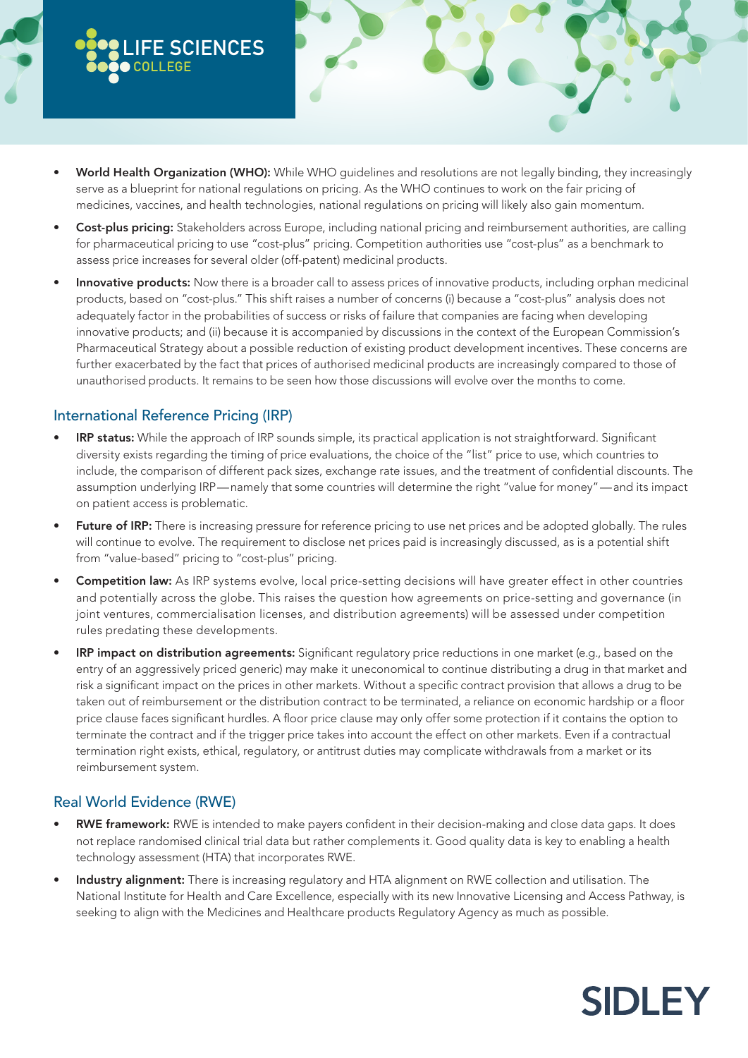- **World Health Organization (WHO):** While WHO guidelines and resolutions are not legally binding, they increasingly serve as a blueprint for national regulations on pricing. As the WHO continues to work on the fair pricing of medicines, vaccines, and health technologies, national regulations on pricing will likely also gain momentum.
- **Cost-plus pricing:** Stakeholders across Europe, including national pricing and reimbursement authorities, are calling for pharmaceutical pricing to use "cost-plus" pricing. Competition authorities use "cost-plus" as a benchmark to assess price increases for several older (off-patent) medicinal products.
- **Innovative products:** Now there is a broader call to assess prices of innovative products, including orphan medicinal products, based on "cost-plus." This shift raises a number of concerns (i) because a "cost-plus" analysis does not adequately factor in the probabilities of success or risks of failure that companies are facing when developing innovative products; and (ii) because it is accompanied by discussions in the context of the European Commission's Pharmaceutical Strategy about a possible reduction of existing product development incentives. These concerns are further exacerbated by the fact that prices of authorised medicinal products are increasingly compared to those of unauthorised products. It remains to be seen how those discussions will evolve over the months to come.

## International Reference Pricing (IRP)

- **IRP status:** While the approach of IRP sounds simple, its practical application is not straightforward. Significant diversity exists regarding the timing of price evaluations, the choice of the "list" price to use, which countries to include, the comparison of different pack sizes, exchange rate issues, and the treatment of confidential discounts. The assumption underlying IRP—namely that some countries will determine the right "value for money"—and its impact on patient access is problematic.
- **Future of IRP:** There is increasing pressure for reference pricing to use net prices and be adopted globally. The rules will continue to evolve. The requirement to disclose net prices paid is increasingly discussed, as is a potential shift from "value-based" pricing to "cost-plus" pricing.
- **Competition law:** As IRP systems evolve, local price-setting decisions will have greater effect in other countries and potentially across the globe. This raises the question how agreements on price-setting and governance (in joint ventures, commercialisation licenses, and distribution agreements) will be assessed under competition rules predating these developments.
- **IRP impact on distribution agreements:** Significant regulatory price reductions in one market (e.g., based on the entry of an aggressively priced generic) may make it uneconomical to continue distributing a drug in that market and risk a significant impact on the prices in other markets. Without a specific contract provision that allows a drug to be taken out of reimbursement or the distribution contract to be terminated, a reliance on economic hardship or a floor price clause faces significant hurdles. A floor price clause may only offer some protection if it contains the option to terminate the contract and if the trigger price takes into account the effect on other markets. Even if a contractual termination right exists, ethical, regulatory, or antitrust duties may complicate withdrawals from a market or its reimbursement system.

## Real World Evidence (RWE)

- **RWE framework:** RWE is intended to make payers confident in their decision-making and close data gaps. It does not replace randomised clinical trial data but rather complements it. Good quality data is key to enabling a health technology assessment (HTA) that incorporates RWE.
- **Industry alignment:** There is increasing regulatory and HTA alignment on RWE collection and utilisation. The National Institute for Health and Care Excellence, especially with its new Innovative Licensing and Access Pathway, is seeking to align with the Medicines and Healthcare products Regulatory Agency as much as possible.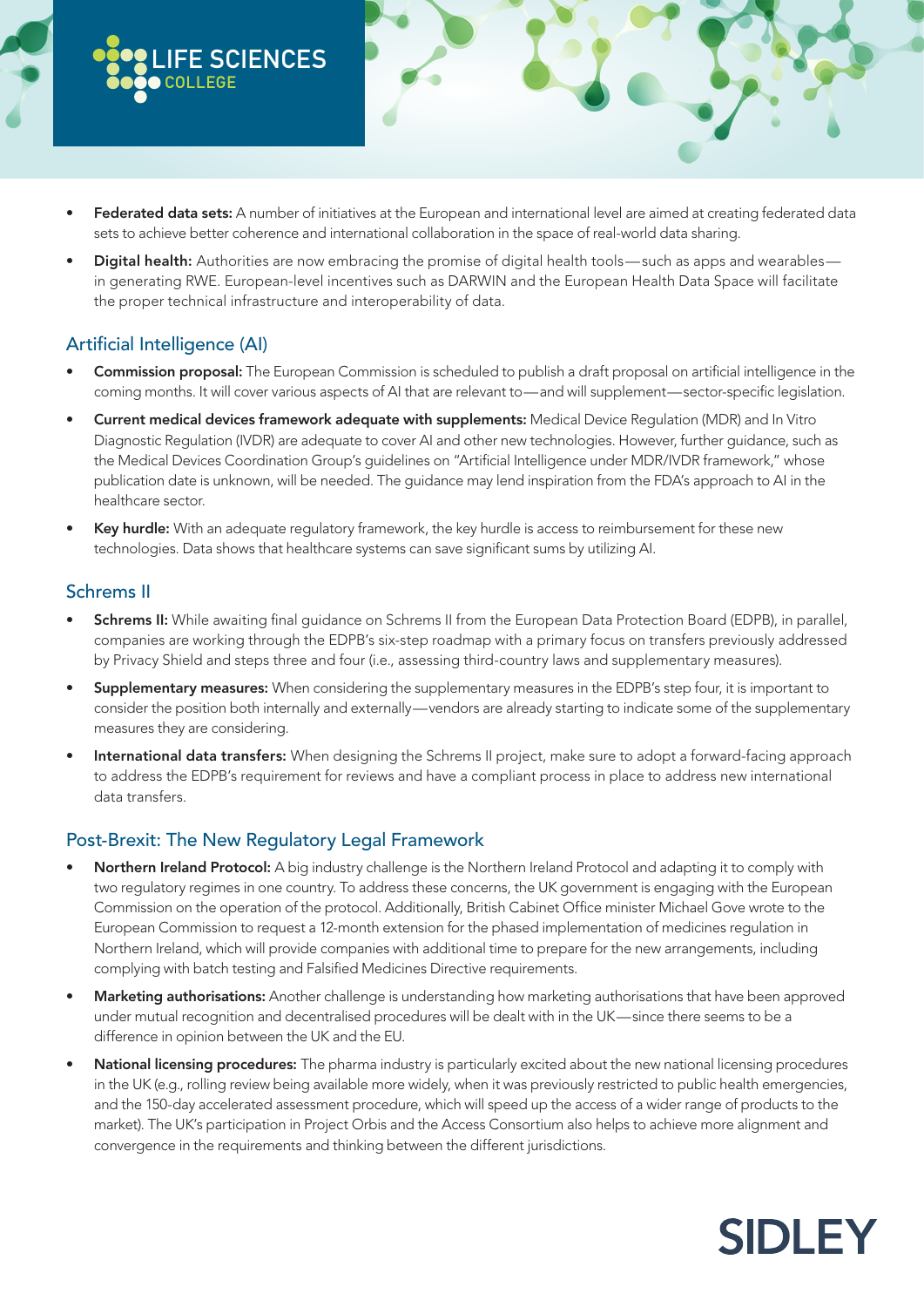- **Federated data sets:** A number of initiatives at the European and international level are aimed at creating federated data sets to achieve better coherence and international collaboration in the space of real-world data sharing.
- **Digital health:** Authorities are now embracing the promise of digital health tools—such as apps and wearables—in generating RWE. European-level incentives such as DARWIN and the European Health Data Space will facilitate the proper technical infrastructure and interoperability of data.

## Artificial Intelligence (AI)

- **Commission proposal:** The European Commission is scheduled to publish a draft proposal on artificial intelligence in the coming months. It will cover various aspects of AI that are relevant to—and will supplement—sector-specific legislation.
- **Current medical devices framework adequate with supplements:** Medical Device Regulation (MDR) and In Vitro Diagnostic Regulation (IVDR) are adequate to cover AI and other new technologies. However, further guidance, such as the Medical Devices Coordination Group's guidelines on "Artificial Intelligence under MDR/IVDR framework," whose publication date is unknown, will be needed. The guidance may lend inspiration from the FDA's approach to AI in the healthcare sector.
- **Key hurdle:** With an adequate regulatory framework, the key hurdle is access to reimbursement for these new technologies. Data shows that healthcare systems can save significant sums by utilizing AI.

## Schrems II

- **Schrems II:** While awaiting final guidance on Schrems II from the European Data Protection Board (EDPB), in parallel, companies are working through the EDPB's six-step roadmap with a primary focus on transfers previously addressed by Privacy Shield and steps three and four (i.e., assessing third-country laws and supplementary measures).
- **Supplementary measures:** When considering the supplementary measures in the EDPB's step four, it is important to consider the position both internally and externally—vendors are already starting to indicate some of the supplementary measures they are considering.
- **International data transfers:** When designing the Schrems II project, make sure to adopt a forward-facing approach to address the EDPB's requirement for reviews and have a compliant process in place to address new international data transfers.

## Post-Brexit: The New Regulatory Legal Framework

- **Northern Ireland Protocol:** A big industry challenge is the Northern Ireland Protocol and adapting it to comply with two regulatory regimes in one country. To address these concerns, the UK government is engaging with the European Commission on the operation of the protocol. Additionally, British Cabinet Office minister Michael Gove wrote to the European Commission to request a 12-month extension for the phased implementation of medicines regulation in Northern Ireland, which will provide companies with additional time to prepare for the new arrangements, including complying with batch testing and Falsified Medicines Directive requirements.
- **Marketing authorisations:** Another challenge is understanding how marketing authorisations that have been approved under mutual recognition and decentralised procedures will be dealt with in the UK—since there seems to be a difference in opinion between the UK and the EU.
- **National licensing procedures:** The pharma industry is particularly excited about the new national licensing procedures in the UK (e.g., rolling review being available more widely, when it was previously restricted to public health emergencies, and the 150-day accelerated assessment procedure, which will speed up the access of a wider range of products to the market). The UK's participation in Project Orbis and the Access Consortium also helps to achieve more alignment and convergence in the requirements and thinking between the different jurisdictions.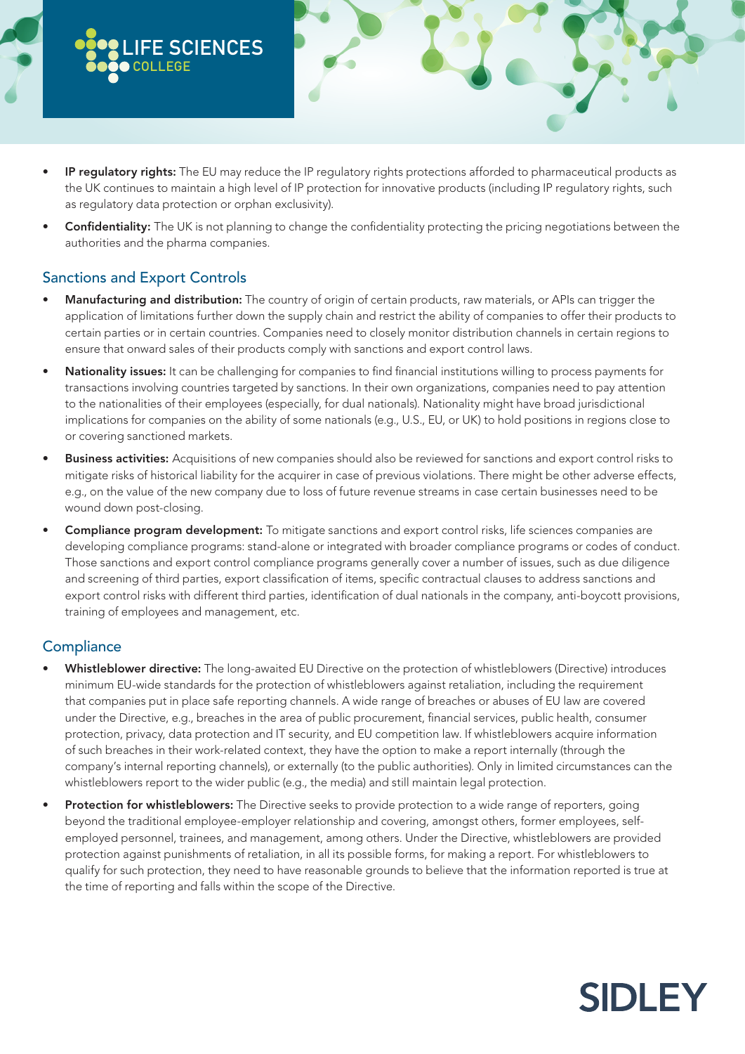- **IP regulatory rights:** The EU may reduce the IP regulatory rights protections afforded to pharmaceutical products as the UK continues to maintain a high level of IP protection for innovative products (including IP regulatory rights, such as regulatory data protection or orphan exclusivity).
- **Confidentiality:** The UK is not planning to change the confidentiality protecting the pricing negotiations between the authorities and the pharma companies.

## Sanctions and Export Controls

- **Manufacturing and distribution:** The country of origin of certain products, raw materials, or APIs can trigger the application of limitations further down the supply chain and restrict the ability of companies to offer their products to certain parties or in certain countries. Companies need to closely monitor distribution channels in certain regions to ensure that onward sales of their products comply with sanctions and export control laws.
- **Nationality issues:** It can be challenging for companies to find financial institutions willing to process payments for transactions involving countries targeted by sanctions. In their own organizations, companies need to pay attention to the nationalities of their employees (especially, for dual nationals). Nationality might have broad jurisdictional implications for companies on the ability of some nationals (e.g., U.S., EU, or UK) to hold positions in regions close to or covering sanctioned markets.
- **Business activities:** Acquisitions of new companies should also be reviewed for sanctions and export control risks to mitigate risks of historical liability for the acquirer in case of previous violations. There might be other adverse effects, e.g., on the value of the new company due to loss of future revenue streams in case certain businesses need to be wound down post-closing.
- **Compliance program development:** To mitigate sanctions and export control risks, life sciences companies are developing compliance programs: stand-alone or integrated with broader compliance programs or codes of conduct. Those sanctions and export control compliance programs generally cover a number of issues, such as due diligence and screening of third parties, export classification of items, specific contractual clauses to address sanctions and export control risks with different third parties, identification of dual nationals in the company, anti-boycott provisions, training of employees and management, etc.

## Compliance

- **Whistleblower directive:** The long-awaited EU Directive on the protection of whistleblowers (Directive) introduces minimum EU-wide standards for the protection of whistleblowers against retaliation, including the requirement that companies put in place safe reporting channels. A wide range of breaches or abuses of EU law are covered under the Directive, e.g., breaches in the area of public procurement, financial services, public health, consumer protection, privacy, data protection and IT security, and EU competition law. If whistleblowers acquire information of such breaches in their work-related context, they have the option to make a report internally (through the company's internal reporting channels), or externally (to the public authorities). Only in limited circumstances can the whistleblowers report to the wider public (e.g., the media) and still maintain legal protection.
- **Protection for whistleblowers:** The Directive seeks to provide protection to a wide range of reporters, going beyond the traditional employee-employer relationship and covering, amongst others, former employees, self-employed personnel, trainees, and management, among others. Under the Directive, whistleblowers are provided protection against punishments of retaliation, in all its possible forms, for making a report. For whistleblowers to qualify for such protection, they need to have reasonable grounds to believe that the information reported is true at the time of reporting and falls within the scope of the Directive.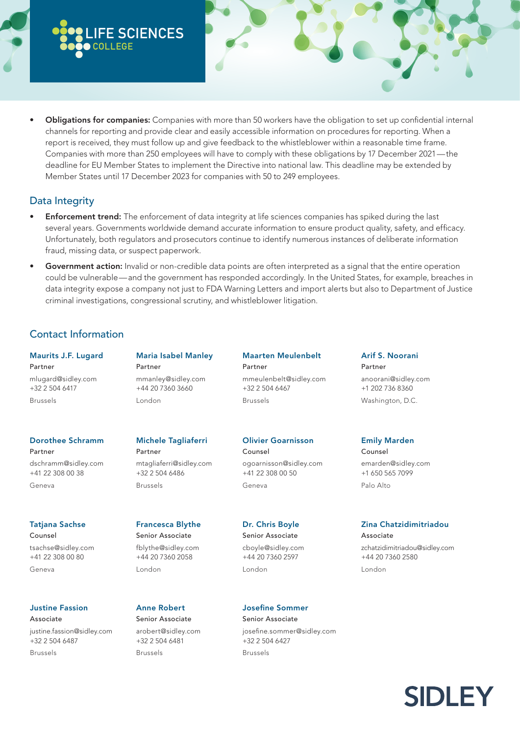- **Obligations for companies:** Companies with more than 50 workers have the obligation to set up confidential internal channels for reporting and provide clear and easily accessible information on procedures for reporting. When a report is received, they must follow up and give feedback to the whistleblower within a reasonable time frame. Companies with more than 250 employees will have to comply with these obligations by 17 December 2021—the deadline for EU Member States to implement the Directive into national law. This deadline may be extended by Member States until 17 December 2023 for companies with 50 to 249 employees.

## Data Integrity

- **Enforcement trend:** The enforcement of data integrity at life sciences companies has spiked during the last several years. Governments worldwide demand accurate information to ensure product quality, safety, and efficacy. Unfortunately, both regulators and prosecutors continue to identify numerous instances of deliberate information fraud, missing data, or suspect paperwork.
- **Government action:** Invalid or non-credible data points are often interpreted as a signal that the entire operation could be vulnerable—and the government has responded accordingly. In the United States, for example, breaches in data integrity expose a company not just to FDA Warning Letters and import alerts but also to Department of Justice criminal investigations, congressional scrutiny, and whistleblower litigation.

## Contact Information

**Maurits J.F. Lugard**
Partner
mlugard@sidley.com
+32 2 504 6417
Brussels

**Maria Isabel Manley**
Partner
mmanley@sidley.com
+44 20 7360 3660
London

**Maarten Meulenbelt**
Partner
mmeulenbelt@sidley.com
+32 2 504 6467
Brussels

**Arif S. Noorani**
Partner
anoorani@sidley.com
+1 202 736 8360
Washington, D.C.

**Dorothee Schramm**
Partner
dschramm@sidley.com
+41 22 308 00 38
Geneva

**Michele Tagliaferri**
Partner
mtagliaferri@sidley.com
+32 2 504 6486
Brussels

**Olivier Goarnisson**
Counsel
ogoarnisson@sidley.com
+41 22 308 00 50
Geneva

**Emily Marden**
Counsel
emarden@sidley.com
+1 650 565 7099
Palo Alto

**Tatjana Sachse**
Counsel
tsachse@sidley.com
+41 22 308 00 80
Geneva

**Francesca Blythe**
Senior Associate
fblythe@sidley.com
+44 20 7360 2058
London

**Dr. Chris Boyle**
Senior Associate
cboyle@sidley.com
+44 20 7360 2597
London

**Zina Chatzidimitriadou**
Associate
zchatzidimitriadou@sidley.com
+44 20 7360 2580
London

**Justine Fassion**
Associate
justine.fassion@sidley.com
+32 2 504 6487
Brussels

**Anne Robert**
Senior Associate
arobert@sidley.com
+32 2 504 6481
Brussels

**Josefine Sommer**
Senior Associate
josefine.sommer@sidley.com
+32 2 504 6427
Brussels